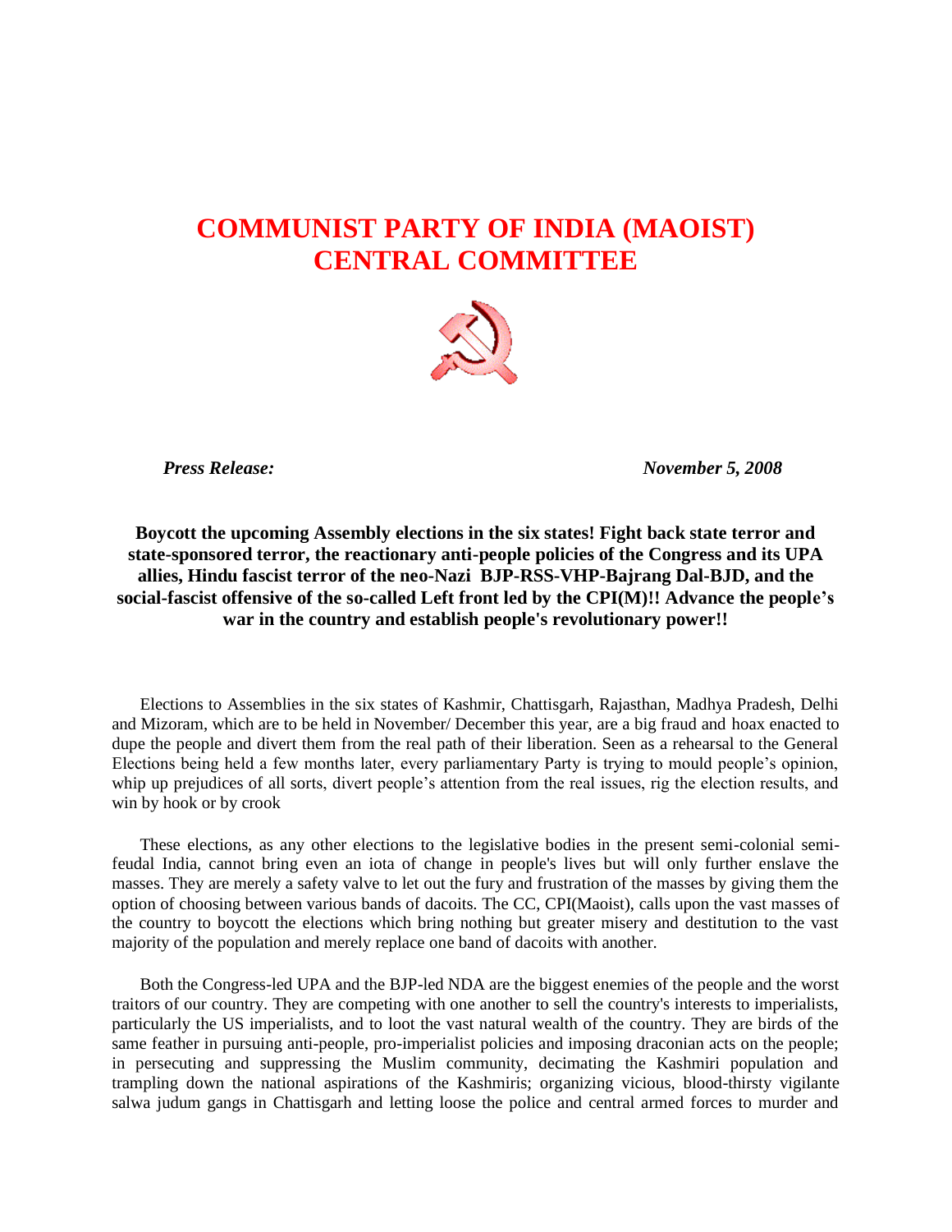# COMMUNIST PARTY OF INDIA (MAOIST) CENTRAL COMMITTEE

***Press Release:*** ***November 5, 2008***

**Boycott the upcoming Assembly elections in the six states! Fight back state terror and state-sponsored terror, the reactionary anti-people policies of the Congress and its UPA allies, Hindu fascist terror of the neo-Nazi BJP-RSS-VHP-Bajrang Dal-BJD, and the social-fascist offensive of the so-called Left front led by the CPI(M)!! Advance the people's war in the country and establish people's revolutionary power!!**

Elections to Assemblies in the six states of Kashmir, Chattisgarh, Rajasthan, Madhya Pradesh, Delhi and Mizoram, which are to be held in November/ December this year, are a big fraud and hoax enacted to dupe the people and divert them from the real path of their liberation. Seen as a rehearsal to the General Elections being held a few months later, every parliamentary Party is trying to mould people's opinion, whip up prejudices of all sorts, divert people's attention from the real issues, rig the election results, and win by hook or by crook

These elections, as any other elections to the legislative bodies in the present semi-colonial semi-feudal India, cannot bring even an iota of change in people's lives but will only further enslave the masses. They are merely a safety valve to let out the fury and frustration of the masses by giving them the option of choosing between various bands of dacoits. The CC, CPI(Maoist), calls upon the vast masses of the country to boycott the elections which bring nothing but greater misery and destitution to the vast majority of the population and merely replace one band of dacoits with another.

Both the Congress-led UPA and the BJP-led NDA are the biggest enemies of the people and the worst traitors of our country. They are competing with one another to sell the country's interests to imperialists, particularly the US imperialists, and to loot the vast natural wealth of the country. They are birds of the same feather in pursuing anti-people, pro-imperialist policies and imposing draconian acts on the people; in persecuting and suppressing the Muslim community, decimating the Kashmiri population and trampling down the national aspirations of the Kashmiris; organizing vicious, blood-thirsty vigilante salwa judum gangs in Chattisgarh and letting loose the police and central armed forces to murder and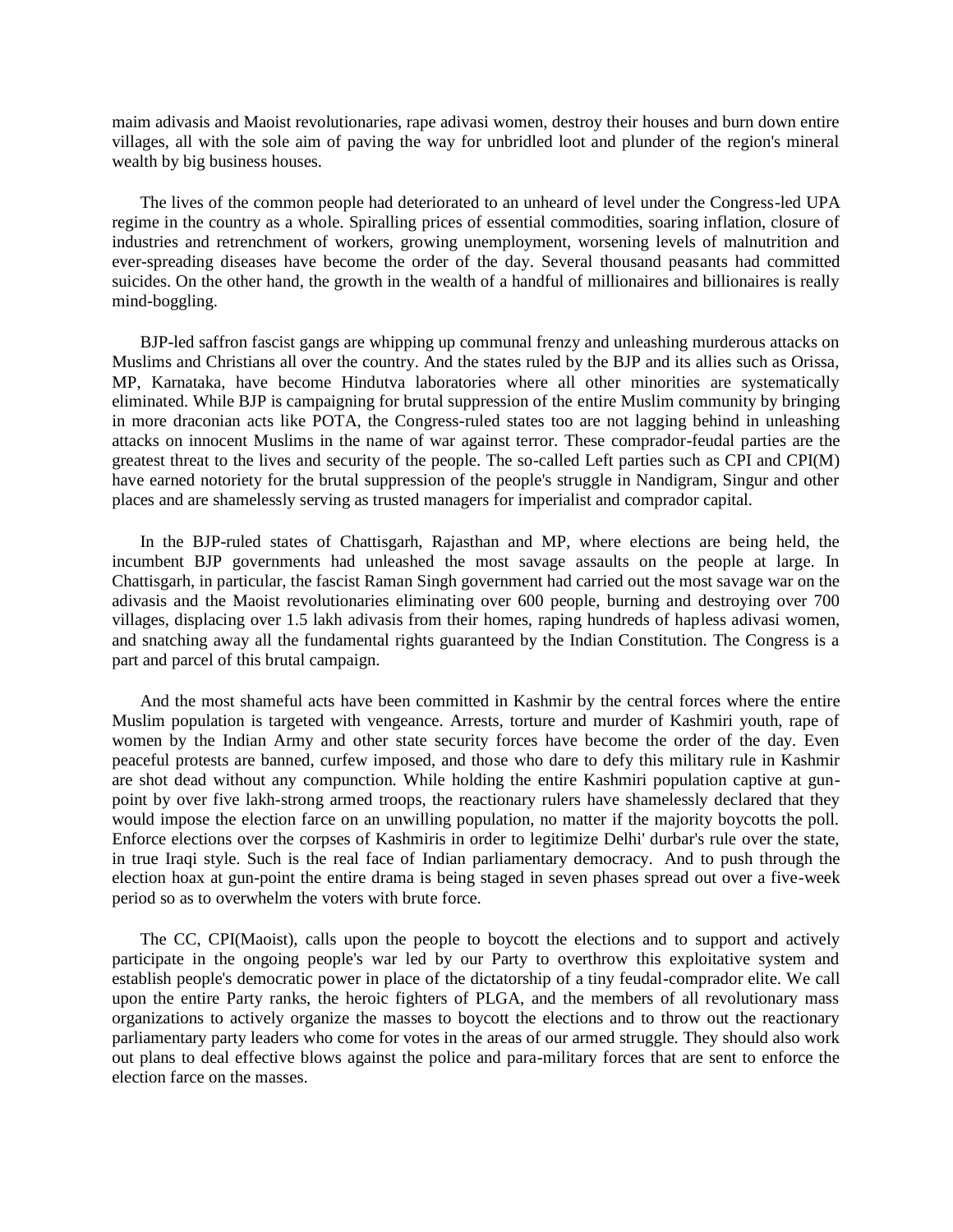maim adivasis and Maoist revolutionaries, rape adivasi women, destroy their houses and burn down entire villages, all with the sole aim of paving the way for unbridled loot and plunder of the region's mineral wealth by big business houses.

The lives of the common people had deteriorated to an unheard of level under the Congress-led UPA regime in the country as a whole. Spiralling prices of essential commodities, soaring inflation, closure of industries and retrenchment of workers, growing unemployment, worsening levels of malnutrition and ever-spreading diseases have become the order of the day. Several thousand peasants had committed suicides. On the other hand, the growth in the wealth of a handful of millionaires and billionaires is really mind-boggling.

BJP-led saffron fascist gangs are whipping up communal frenzy and unleashing murderous attacks on Muslims and Christians all over the country. And the states ruled by the BJP and its allies such as Orissa, MP, Karnataka, have become Hindutva laboratories where all other minorities are systematically eliminated. While BJP is campaigning for brutal suppression of the entire Muslim community by bringing in more draconian acts like POTA, the Congress-ruled states too are not lagging behind in unleashing attacks on innocent Muslims in the name of war against terror. These comprador-feudal parties are the greatest threat to the lives and security of the people. The so-called Left parties such as CPI and CPI(M) have earned notoriety for the brutal suppression of the people's struggle in Nandigram, Singur and other places and are shamelessly serving as trusted managers for imperialist and comprador capital.

In the BJP-ruled states of Chattisgarh, Rajasthan and MP, where elections are being held, the incumbent BJP governments had unleashed the most savage assaults on the people at large. In Chattisgarh, in particular, the fascist Raman Singh government had carried out the most savage war on the adivasis and the Maoist revolutionaries eliminating over 600 people, burning and destroying over 700 villages, displacing over 1.5 lakh adivasis from their homes, raping hundreds of hapless adivasi women, and snatching away all the fundamental rights guaranteed by the Indian Constitution. The Congress is a part and parcel of this brutal campaign.

And the most shameful acts have been committed in Kashmir by the central forces where the entire Muslim population is targeted with vengeance. Arrests, torture and murder of Kashmiri youth, rape of women by the Indian Army and other state security forces have become the order of the day. Even peaceful protests are banned, curfew imposed, and those who dare to defy this military rule in Kashmir are shot dead without any compunction. While holding the entire Kashmiri population captive at gun-point by over five lakh-strong armed troops, the reactionary rulers have shamelessly declared that they would impose the election farce on an unwilling population, no matter if the majority boycotts the poll. Enforce elections over the corpses of Kashmiris in order to legitimize Delhi' durbar's rule over the state, in true Iraqi style. Such is the real face of Indian parliamentary democracy. And to push through the election hoax at gun-point the entire drama is being staged in seven phases spread out over a five-week period so as to overwhelm the voters with brute force.

The CC, CPI(Maoist), calls upon the people to boycott the elections and to support and actively participate in the ongoing people's war led by our Party to overthrow this exploitative system and establish people's democratic power in place of the dictatorship of a tiny feudal-comprador elite. We call upon the entire Party ranks, the heroic fighters of PLGA, and the members of all revolutionary mass organizations to actively organize the masses to boycott the elections and to throw out the reactionary parliamentary party leaders who come for votes in the areas of our armed struggle. They should also work out plans to deal effective blows against the police and para-military forces that are sent to enforce the election farce on the masses.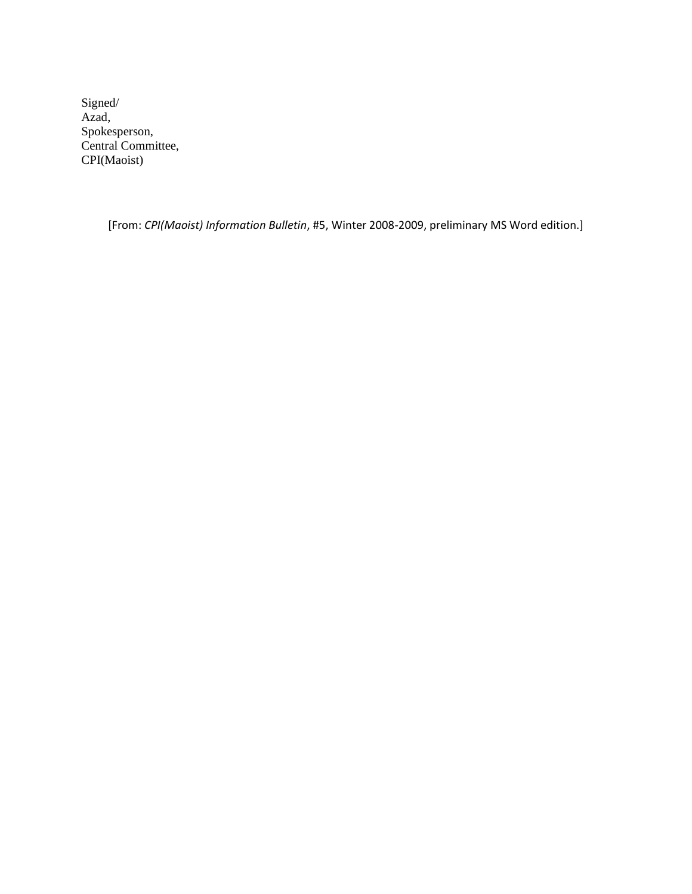Signed/
Azad,
Spokesperson,
Central Committee,
CPI(Maoist)

[From: *CPI(Maoist) Information Bulletin*, #5, Winter 2008-2009, preliminary MS Word edition.]